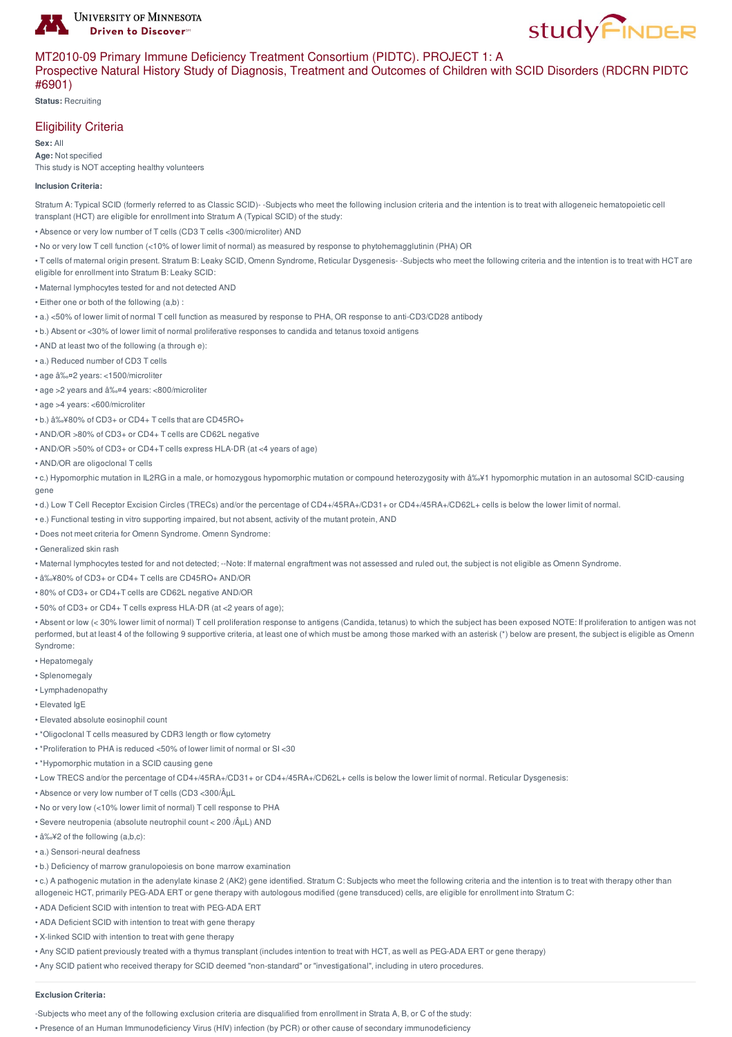# MT2010-09 Primary Immune Deficiency Treatment Consortium (PIDTC). PROJECT 1: A Prospective Natural History Study of Diagnosis, Treatment and Outcomes of Children with SCID Disorders (RDCRN PIDTC #6901)

**Status:** Recruiting

## Eligibility Criteria

**Sex:** All
**Age:** Not specified
This study is NOT accepting healthy volunteers

**Inclusion Criteria:**

Stratum A: Typical SCID (formerly referred to as Classic SCID)- -Subjects who meet the following inclusion criteria and the intention is to treat with allogeneic hematopoietic cell transplant (HCT) are eligible for enrollment into Stratum A (Typical SCID) of the study:

- Absence or very low number of T cells (CD3 T cells <300/microliter) AND
- No or very low T cell function (<10% of lower limit of normal) as measured by response to phytohemagglutinin (PHA) OR
- T cells of maternal origin present. Stratum B: Leaky SCID, Omenn Syndrome, Reticular Dysgenesis- -Subjects who meet the following criteria and the intention is to treat with HCT are eligible for enrollment into Stratum B: Leaky SCID:
- Maternal lymphocytes tested for and not detected AND
- Either one or both of the following (a,b) :
- a.) <50% of lower limit of normal T cell function as measured by response to PHA, OR response to anti-CD3/CD28 antibody
- b.) Absent or <30% of lower limit of normal proliferative responses to candida and tetanus toxoid antigens
- AND at least two of the following (a through e):
- a.) Reduced number of CD3 T cells
- age â‰¤2 years: <1500/microliter
- age >2 years and â‰¤4 years: <800/microliter
- age >4 years: <600/microliter
- b.) â‰¥80% of CD3+ or CD4+ T cells that are CD45RO+
- AND/OR >80% of CD3+ or CD4+ T cells are CD62L negative
- AND/OR >50% of CD3+ or CD4+T cells express HLA-DR (at <4 years of age)
- AND/OR are oligoclonal T cells
- c.) Hypomorphic mutation in IL2RG in a male, or homozygous hypomorphic mutation or compound heterozygosity with â‰¥1 hypomorphic mutation in an autosomal SCID-causing gene
- d.) Low T Cell Receptor Excision Circles (TRECs) and/or the percentage of CD4+/45RA+/CD31+ or CD4+/45RA+/CD62L+ cells is below the lower limit of normal.
- e.) Functional testing in vitro supporting impaired, but not absent, activity of the mutant protein, AND
- Does not meet criteria for Omenn Syndrome. Omenn Syndrome:
- Generalized skin rash
- Maternal lymphocytes tested for and not detected; --Note: If maternal engraftment was not assessed and ruled out, the subject is not eligible as Omenn Syndrome.
- â‰¥80% of CD3+ or CD4+ T cells are CD45RO+ AND/OR
- 80% of CD3+ or CD4+T cells are CD62L negative AND/OR
- 50% of CD3+ or CD4+ T cells express HLA-DR (at <2 years of age);
- Absent or low (< 30% lower limit of normal) T cell proliferation response to antigens (Candida, tetanus) to which the subject has been exposed NOTE: If proliferation to antigen was not performed, but at least 4 of the following 9 supportive criteria, at least one of which must be among those marked with an asterisk (*) below are present, the subject is eligible as Omenn Syndrome:
- Hepatomegaly
- Splenomegaly
- Lymphadenopathy
- Elevated IgE
- Elevated absolute eosinophil count
- *Oligoclonal T cells measured by CDR3 length or flow cytometry
- *Proliferation to PHA is reduced <50% of lower limit of normal or SI <30
- *Hypomorphic mutation in a SCID causing gene
- Low TRECS and/or the percentage of CD4+/45RA+/CD31+ or CD4+/45RA+/CD62L+ cells is below the lower limit of normal. Reticular Dysgenesis:
- Absence or very low number of T cells (CD3 <300/ÂµL
- No or very low (<10% lower limit of normal) T cell response to PHA
- Severe neutropenia (absolute neutrophil count < 200 /ÂµL) AND
- â‰¥2 of the following (a,b,c):
- a.) Sensori-neural deafness
- b.) Deficiency of marrow granulopoiesis on bone marrow examination
- c.) A pathogenic mutation in the adenylate kinase 2 (AK2) gene identified. Stratum C: Subjects who meet the following criteria and the intention is to treat with therapy other than allogeneic HCT, primarily PEG-ADA ERT or gene therapy with autologous modified (gene transduced) cells, are eligible for enrollment into Stratum C:
- ADA Deficient SCID with intention to treat with PEG-ADA ERT
- ADA Deficient SCID with intention to treat with gene therapy
- X-linked SCID with intention to treat with gene therapy
- Any SCID patient previously treated with a thymus transplant (includes intention to treat with HCT, as well as PEG-ADA ERT or gene therapy)
- Any SCID patient who received therapy for SCID deemed "non-standard" or "investigational", including in utero procedures.

**Exclusion Criteria:**

-Subjects who meet any of the following exclusion criteria are disqualified from enrollment in Strata A, B, or C of the study:

- Presence of an Human Immunodeficiency Virus (HIV) infection (by PCR) or other cause of secondary immunodeficiency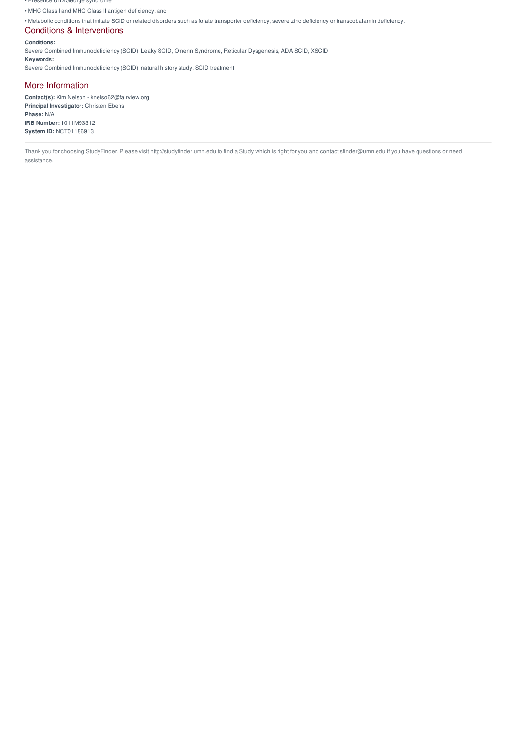• Presence of DiGeorge syndrome

• MHC Class I and MHC Class II antigen deficiency, and

• Metabolic conditions that imitate SCID or related disorders such as folate transporter deficiency, severe zinc deficiency or transcobalamin deficiency.

## Conditions & Interventions

**Conditions:**

Severe Combined Immunodeficiency (SCID), Leaky SCID, Omenn Syndrome, Reticular Dysgenesis, ADA SCID, XSCID

**Keywords:**

Severe Combined Immunodeficiency (SCID), natural history study, SCID treatment

## More Information

**Contact(s):** Kim Nelson - knelso62@fairview.org

**Principal Investigator:** Christen Ebens

**Phase:** N/A

**IRB Number:** 1011M93312

**System ID:** NCT01186913

---

Thank you for choosing StudyFinder. Please visit http://studyfinder.umn.edu to find a Study which is right for you and contact sfinder@umn.edu if you have questions or need assistance.